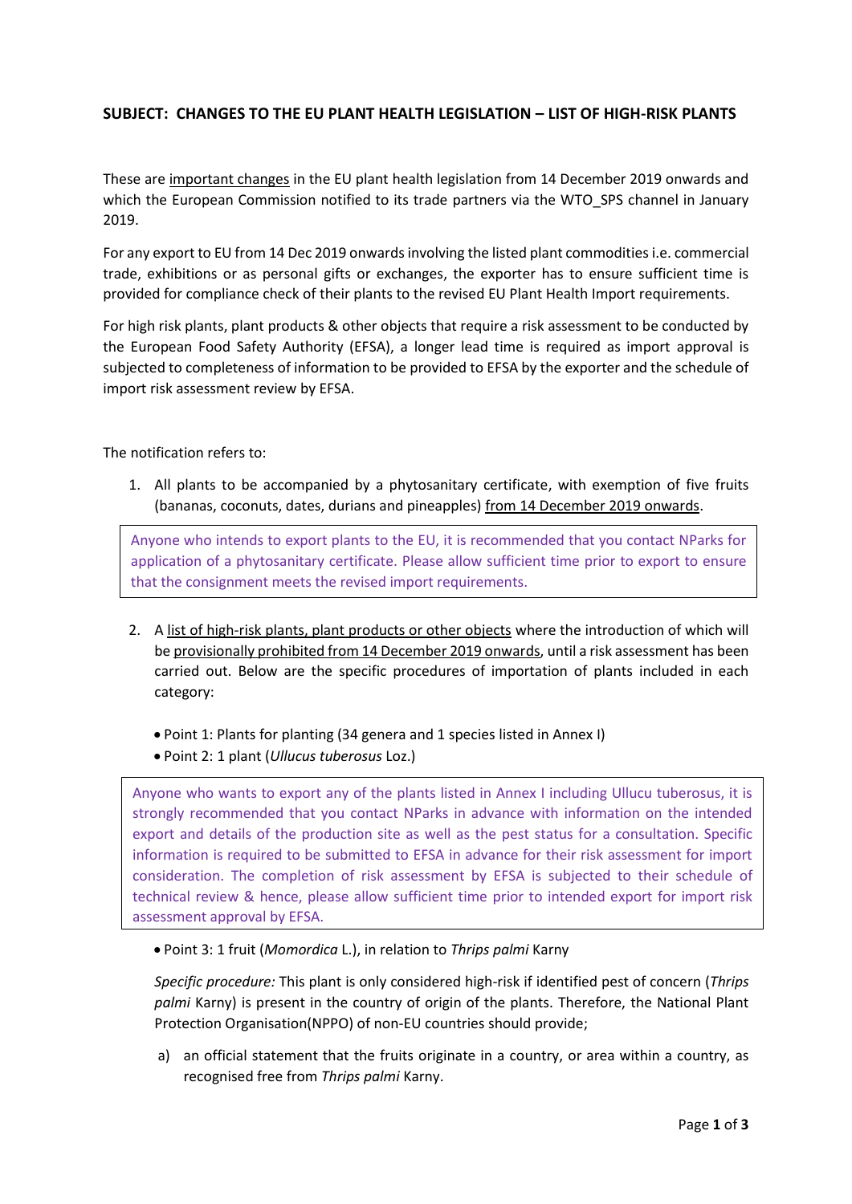## SUBJECT: CHANGES TO THE EU PLANT HEALTH LEGISLATION – LIST OF HIGH-RISK PLANTS

These are important changes in the EU plant health legislation from 14 December 2019 onwards and which the European Commission notified to its trade partners via the WTO_SPS channel in January 2019.

For any export to EU from 14 Dec 2019 onwards involving the listed plant commodities i.e. commercial trade, exhibitions or as personal gifts or exchanges, the exporter has to ensure sufficient time is provided for compliance check of their plants to the revised EU Plant Health Import requirements.

For high risk plants, plant products & other objects that require a risk assessment to be conducted by the European Food Safety Authority (EFSA), a longer lead time is required as import approval is subjected to completeness of information to be provided to EFSA by the exporter and the schedule of import risk assessment review by EFSA.

The notification refers to:

1. All plants to be accompanied by a phytosanitary certificate, with exemption of five fruits (bananas, coconuts, dates, durians and pineapples) from 14 December 2019 onwards.

> Anyone who intends to export plants to the EU, it is recommended that you contact NParks for application of a phytosanitary certificate. Please allow sufficient time prior to export to ensure that the consignment meets the revised import requirements.

2. A list of high-risk plants, plant products or other objects where the introduction of which will be provisionally prohibited from 14 December 2019 onwards, until a risk assessment has been carried out. Below are the specific procedures of importation of plants included in each category:

   - Point 1: Plants for planting (34 genera and 1 species listed in Annex I)
   - Point 2: 1 plant (*Ullucus tuberosus* Loz.)

> Anyone who wants to export any of the plants listed in Annex I including Ullucu tuberosus, it is strongly recommended that you contact NParks in advance with information on the intended export and details of the production site as well as the pest status for a consultation. Specific information is required to be submitted to EFSA in advance for their risk assessment for import consideration. The completion of risk assessment by EFSA is subjected to their schedule of technical review & hence, please allow sufficient time prior to intended export for import risk assessment approval by EFSA.

   - Point 3: 1 fruit (*Momordica* L.), in relation to *Thrips palmi* Karny

   *Specific procedure:* This plant is only considered high-risk if identified pest of concern (*Thrips palmi* Karny) is present in the country of origin of the plants. Therefore, the National Plant Protection Organisation(NPPO) of non-EU countries should provide;

   a) an official statement that the fruits originate in a country, or area within a country, as recognised free from *Thrips palmi* Karny.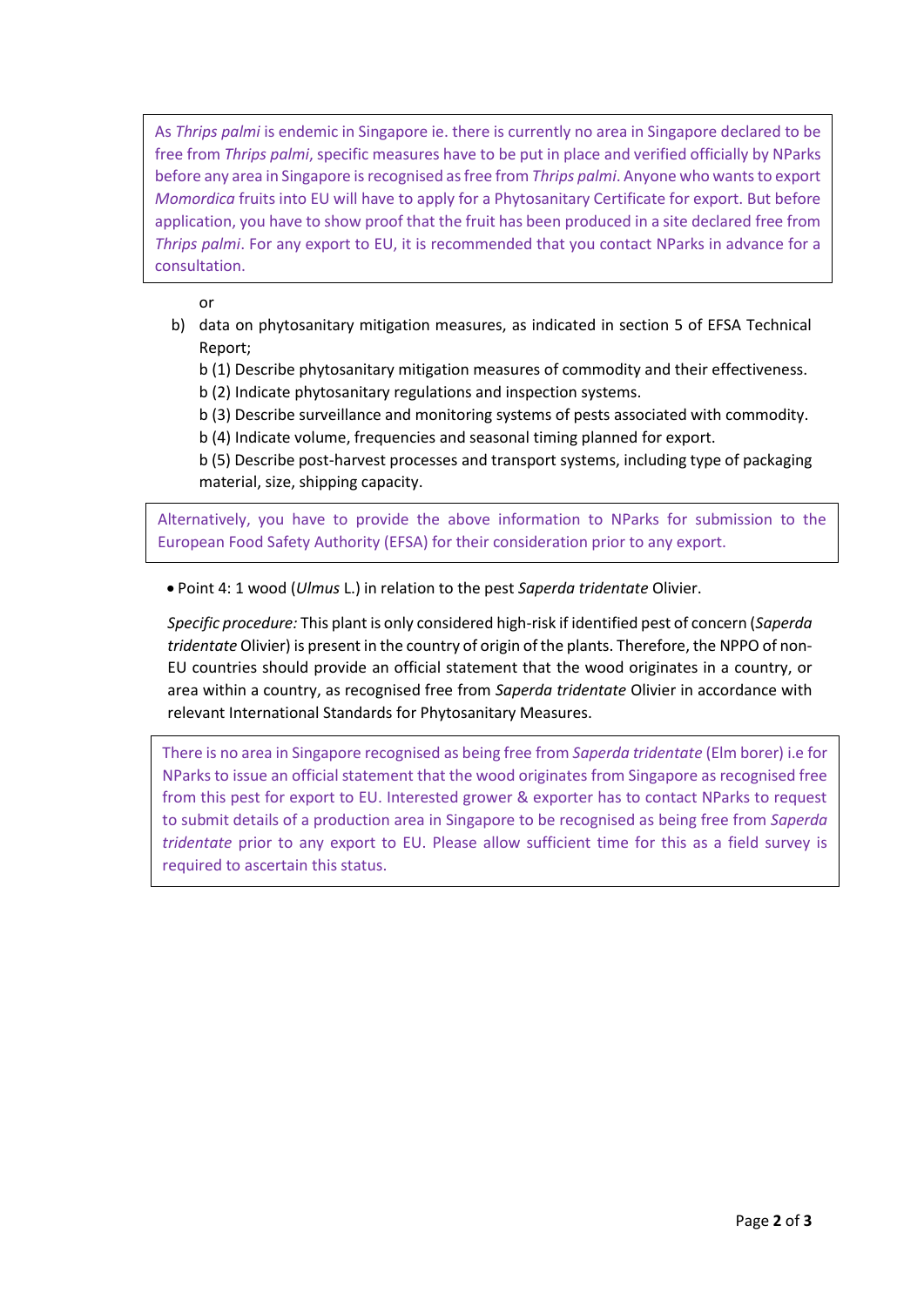> As *Thrips palmi* is endemic in Singapore ie. there is currently no area in Singapore declared to be free from *Thrips palmi*, specific measures have to be put in place and verified officially by NParks before any area in Singapore is recognised as free from *Thrips palmi*. Anyone who wants to export *Momordica* fruits into EU will have to apply for a Phytosanitary Certificate for export. But before application, you have to show proof that the fruit has been produced in a site declared free from *Thrips palmi*. For any export to EU, it is recommended that you contact NParks in advance for a consultation.

or

b) data on phytosanitary mitigation measures, as indicated in section 5 of EFSA Technical Report;

   b (1) Describe phytosanitary mitigation measures of commodity and their effectiveness.
   
   b (2) Indicate phytosanitary regulations and inspection systems.
   
   b (3) Describe surveillance and monitoring systems of pests associated with commodity.
   
   b (4) Indicate volume, frequencies and seasonal timing planned for export.
   
   b (5) Describe post-harvest processes and transport systems, including type of packaging material, size, shipping capacity.

> Alternatively, you have to provide the above information to NParks for submission to the European Food Safety Authority (EFSA) for their consideration prior to any export.

- Point 4: 1 wood (*Ulmus* L.) in relation to the pest *Saperda tridentate* Olivier.

*Specific procedure:* This plant is only considered high-risk if identified pest of concern (*Saperda tridentate* Olivier) is present in the country of origin of the plants. Therefore, the NPPO of non-EU countries should provide an official statement that the wood originates in a country, or area within a country, as recognised free from *Saperda tridentate* Olivier in accordance with relevant International Standards for Phytosanitary Measures.

> There is no area in Singapore recognised as being free from *Saperda tridentate* (Elm borer) i.e for NParks to issue an official statement that the wood originates from Singapore as recognised free from this pest for export to EU. Interested grower & exporter has to contact NParks to request to submit details of a production area in Singapore to be recognised as being free from *Saperda tridentate* prior to any export to EU. Please allow sufficient time for this as a field survey is required to ascertain this status.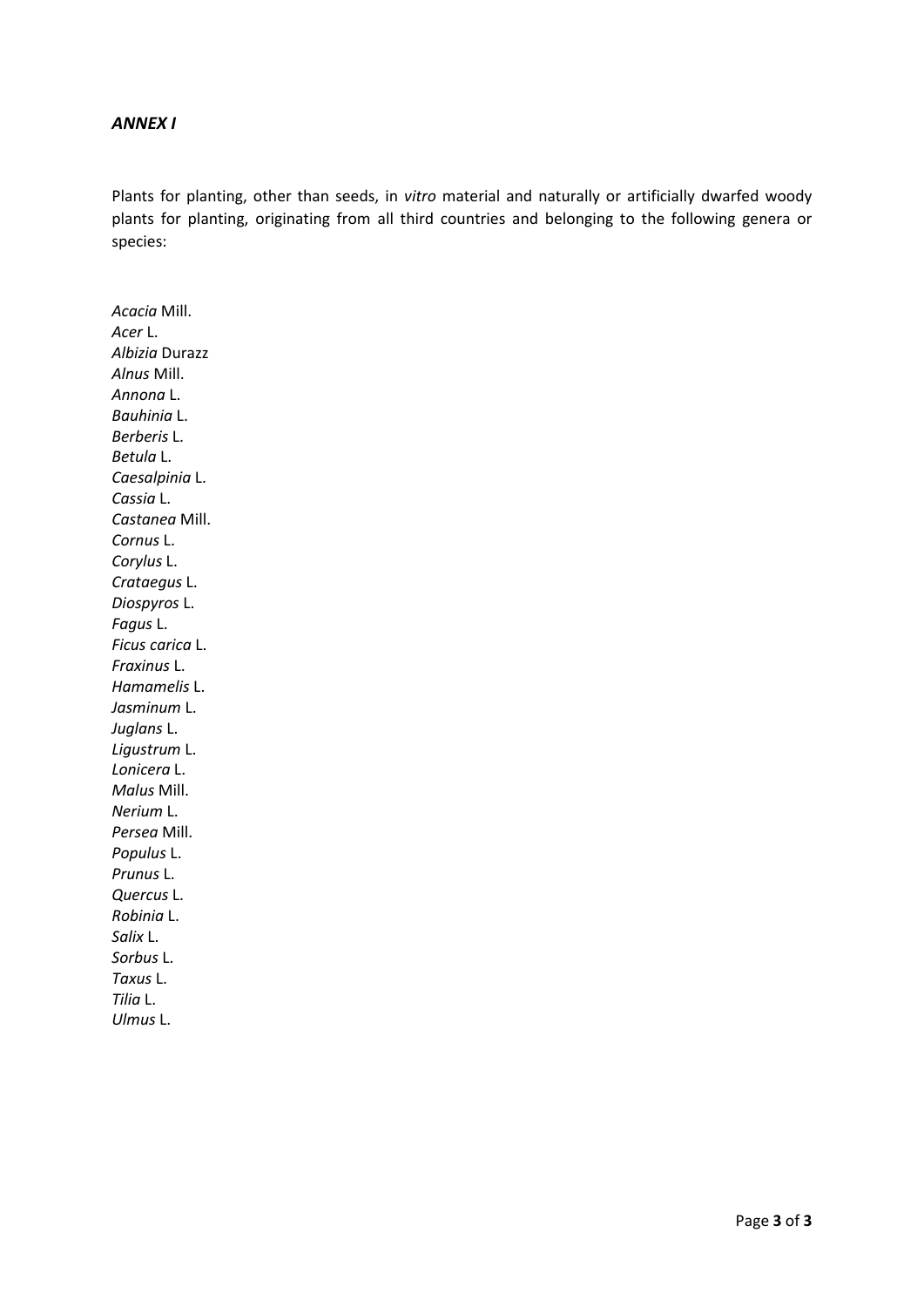## *ANNEX I*

Plants for planting, other than seeds, in *vitro* material and naturally or artificially dwarfed woody plants for planting, originating from all third countries and belonging to the following genera or species:

*Acacia* Mill.  
*Acer* L.  
*Albizia* Durazz  
*Alnus* Mill.  
*Annona* L.  
*Bauhinia* L.  
*Berberis* L.  
*Betula* L.  
*Caesalpinia* L.  
*Cassia* L.  
*Castanea* Mill.  
*Cornus* L.  
*Corylus* L.  
*Crataegus* L.  
*Diospyros* L.  
*Fagus* L.  
*Ficus carica* L.  
*Fraxinus* L.  
*Hamamelis* L.  
*Jasminum* L.  
*Juglans* L.  
*Ligustrum* L.  
*Lonicera* L.  
*Malus* Mill.  
*Nerium* L.  
*Persea* Mill.  
*Populus* L.  
*Prunus* L.  
*Quercus* L.  
*Robinia* L.  
*Salix* L.  
*Sorbus* L.  
*Taxus* L.  
*Tilia* L.  
*Ulmus* L.